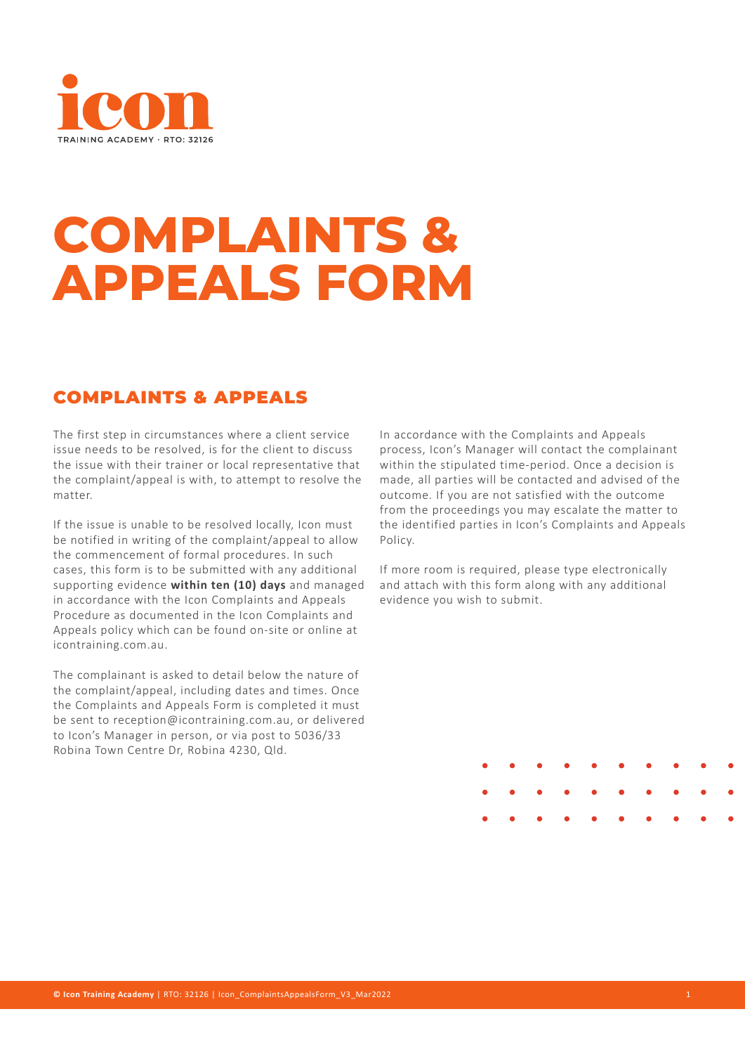# COMPLAINTS & APPEALS FORM

## COMPLAINTS & APPEALS

The first step in circumstances where a client service issue needs to be resolved, is for the client to discuss the issue with their trainer or local representative that the complaint/appeal is with, to attempt to resolve the matter.

If the issue is unable to be resolved locally, Icon must be notified in writing of the complaint/appeal to allow the commencement of formal procedures. In such cases, this form is to be submitted with any additional supporting evidence **within ten (10) days** and managed in accordance with the Icon Complaints and Appeals Procedure as documented in the Icon Complaints and Appeals policy which can be found on-site or online at icontraining.com.au.

The complainant is asked to detail below the nature of the complaint/appeal, including dates and times. Once the Complaints and Appeals Form is completed it must be sent to reception@icontraining.com.au, or delivered to Icon's Manager in person, or via post to 5036/33 Robina Town Centre Dr, Robina 4230, Qld.

In accordance with the Complaints and Appeals process, Icon's Manager will contact the complainant within the stipulated time-period. Once a decision is made, all parties will be contacted and advised of the outcome. If you are not satisfied with the outcome from the proceedings you may escalate the matter to the identified parties in Icon's Complaints and Appeals Policy.

If more room is required, please type electronically and attach with this form along with any additional evidence you wish to submit.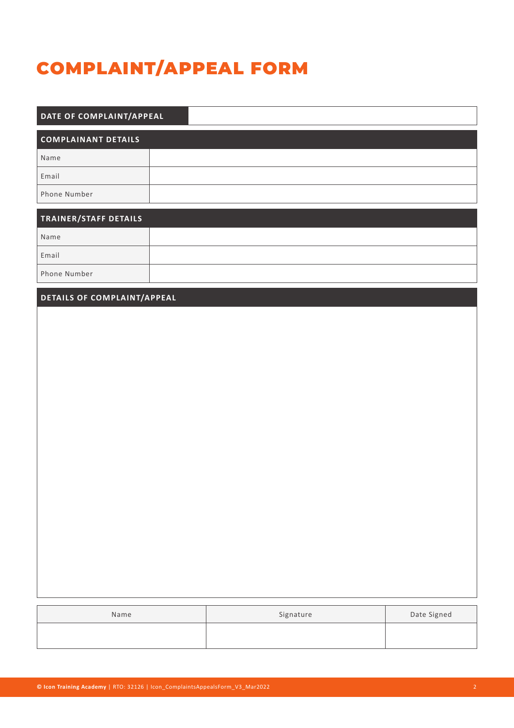# COMPLAINT/APPEAL FORM

| DATE OF COMPLAINT/APPEAL | |
|---|---|

| COMPLAINANT DETAILS | |
|---|---|
| Name | |
| Email | |
| Phone Number | |

| TRAINER/STAFF DETAILS | |
|---|---|
| Name | |
| Email | |
| Phone Number | |

| DETAILS OF COMPLAINT/APPEAL |
|---|
| |

| Name | Signature | Date Signed |
|---|---|---|
| | | |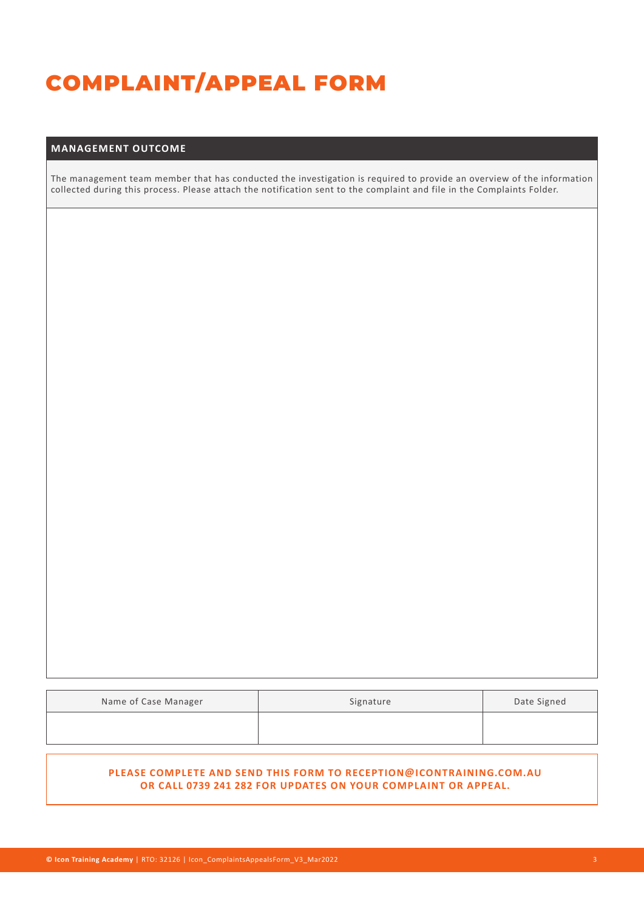# COMPLAINT/APPEAL FORM

| MANAGEMENT OUTCOME |
| --- |
| The management team member that has conducted the investigation is required to provide an overview of the information collected during this process. Please attach the notification sent to the complaint and file in the Complaints Folder. |
| |

| Name of Case Manager | Signature | Date Signed |
| --- | --- | --- |
| | | |

**PLEASE COMPLETE AND SEND THIS FORM TO RECEPTION@ICONTRAINING.COM.AU OR CALL 0739 241 282 FOR UPDATES ON YOUR COMPLAINT OR APPEAL.**